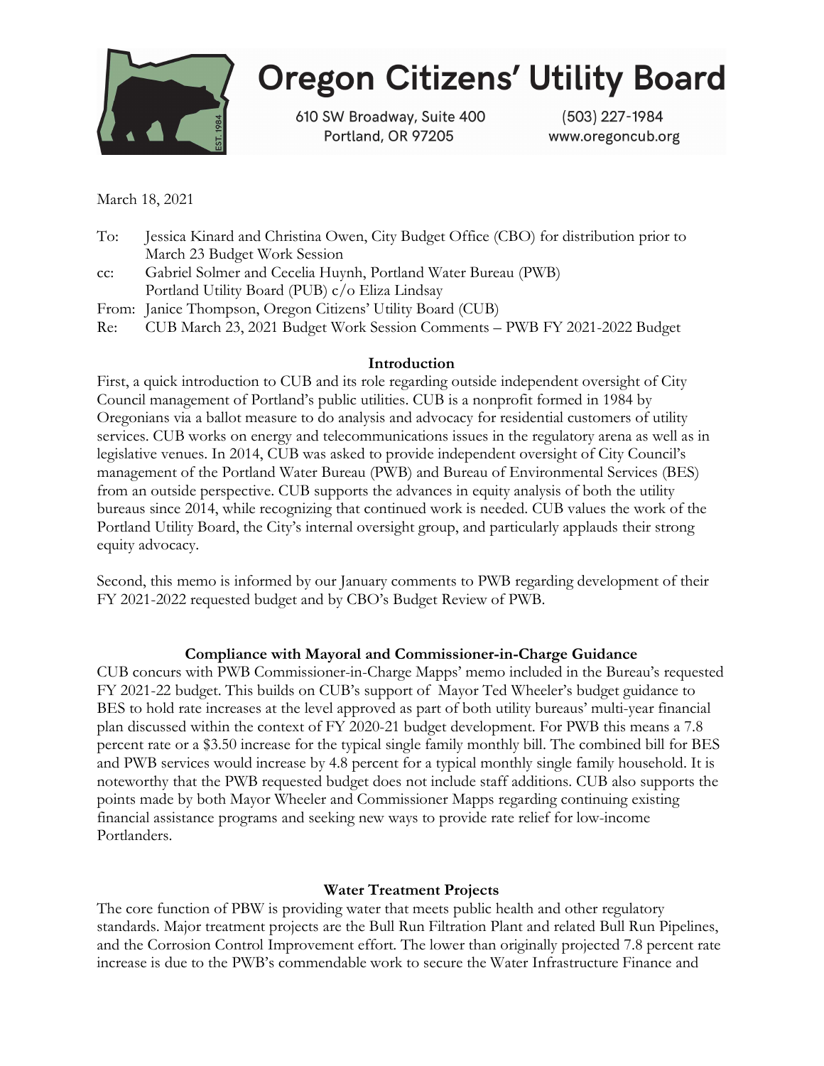# Oregon Citizens' Utility Board

610 SW Broadway, Suite 400
Portland, OR 97205

(503) 227-1984
www.oregoncub.org

March 18, 2021

To: Jessica Kinard and Christina Owen, City Budget Office (CBO) for distribution prior to March 23 Budget Work Session
cc: Gabriel Solmer and Cecelia Huynh, Portland Water Bureau (PWB)
Portland Utility Board (PUB) c/o Eliza Lindsay
From: Janice Thompson, Oregon Citizens' Utility Board (CUB)
Re: CUB March 23, 2021 Budget Work Session Comments – PWB FY 2021-2022 Budget

## Introduction

First, a quick introduction to CUB and its role regarding outside independent oversight of City Council management of Portland's public utilities. CUB is a nonprofit formed in 1984 by Oregonians via a ballot measure to do analysis and advocacy for residential customers of utility services. CUB works on energy and telecommunications issues in the regulatory arena as well as in legislative venues. In 2014, CUB was asked to provide independent oversight of City Council's management of the Portland Water Bureau (PWB) and Bureau of Environmental Services (BES) from an outside perspective. CUB supports the advances in equity analysis of both the utility bureaus since 2014, while recognizing that continued work is needed. CUB values the work of the Portland Utility Board, the City's internal oversight group, and particularly applauds their strong equity advocacy.

Second, this memo is informed by our January comments to PWB regarding development of their FY 2021-2022 requested budget and by CBO's Budget Review of PWB.

## Compliance with Mayoral and Commissioner-in-Charge Guidance

CUB concurs with PWB Commissioner-in-Charge Mapps' memo included in the Bureau's requested FY 2021-22 budget. This builds on CUB's support of Mayor Ted Wheeler's budget guidance to BES to hold rate increases at the level approved as part of both utility bureaus' multi-year financial plan discussed within the context of FY 2020-21 budget development. For PWB this means a 7.8 percent rate or a $3.50 increase for the typical single family monthly bill. The combined bill for BES and PWB services would increase by 4.8 percent for a typical monthly single family household. It is noteworthy that the PWB requested budget does not include staff additions. CUB also supports the points made by both Mayor Wheeler and Commissioner Mapps regarding continuing existing financial assistance programs and seeking new ways to provide rate relief for low-income Portlanders.

## Water Treatment Projects

The core function of PBW is providing water that meets public health and other regulatory standards. Major treatment projects are the Bull Run Filtration Plant and related Bull Run Pipelines, and the Corrosion Control Improvement effort. The lower than originally projected 7.8 percent rate increase is due to the PWB's commendable work to secure the Water Infrastructure Finance and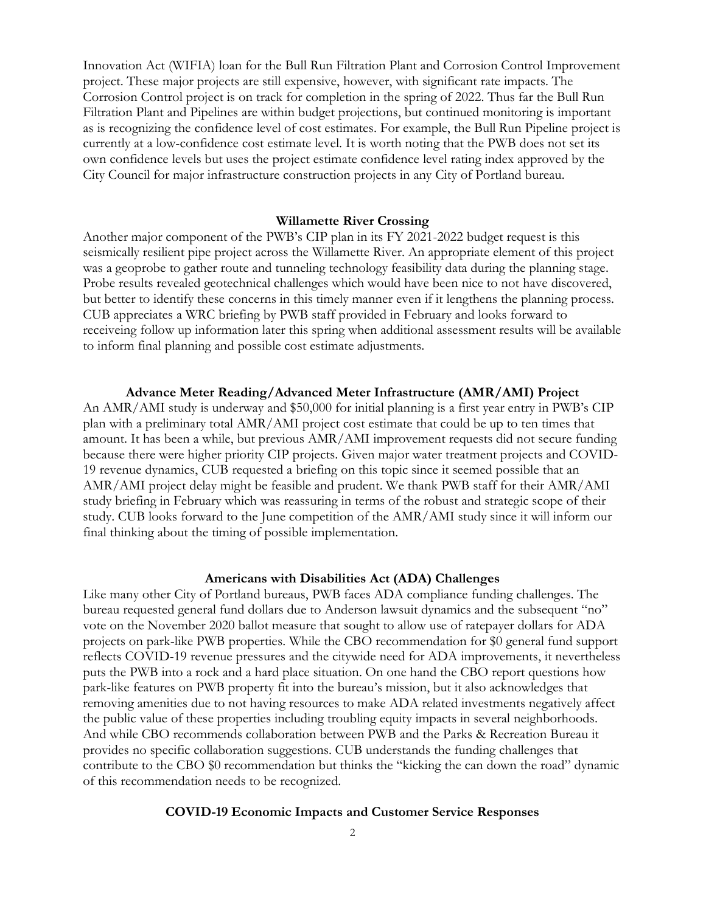Innovation Act (WIFIA) loan for the Bull Run Filtration Plant and Corrosion Control Improvement project. These major projects are still expensive, however, with significant rate impacts. The Corrosion Control project is on track for completion in the spring of 2022. Thus far the Bull Run Filtration Plant and Pipelines are within budget projections, but continued monitoring is important as is recognizing the confidence level of cost estimates. For example, the Bull Run Pipeline project is currently at a low-confidence cost estimate level. It is worth noting that the PWB does not set its own confidence levels but uses the project estimate confidence level rating index approved by the City Council for major infrastructure construction projects in any City of Portland bureau.

**Willamette River Crossing**

Another major component of the PWB's CIP plan in its FY 2021-2022 budget request is this seismically resilient pipe project across the Willamette River. An appropriate element of this project was a geoprobe to gather route and tunneling technology feasibility data during the planning stage. Probe results revealed geotechnical challenges which would have been nice to not have discovered, but better to identify these concerns in this timely manner even if it lengthens the planning process. CUB appreciates a WRC briefing by PWB staff provided in February and looks forward to receiveing follow up information later this spring when additional assessment results will be available to inform final planning and possible cost estimate adjustments.

**Advance Meter Reading/Advanced Meter Infrastructure (AMR/AMI) Project**

An AMR/AMI study is underway and $50,000 for initial planning is a first year entry in PWB's CIP plan with a preliminary total AMR/AMI project cost estimate that could be up to ten times that amount. It has been a while, but previous AMR/AMI improvement requests did not secure funding because there were higher priority CIP projects. Given major water treatment projects and COVID-19 revenue dynamics, CUB requested a briefing on this topic since it seemed possible that an AMR/AMI project delay might be feasible and prudent. We thank PWB staff for their AMR/AMI study briefing in February which was reassuring in terms of the robust and strategic scope of their study. CUB looks forward to the June competition of the AMR/AMI study since it will inform our final thinking about the timing of possible implementation.

**Americans with Disabilities Act (ADA) Challenges**

Like many other City of Portland bureaus, PWB faces ADA compliance funding challenges. The bureau requested general fund dollars due to Anderson lawsuit dynamics and the subsequent "no" vote on the November 2020 ballot measure that sought to allow use of ratepayer dollars for ADA projects on park-like PWB properties. While the CBO recommendation for $0 general fund support reflects COVID-19 revenue pressures and the citywide need for ADA improvements, it nevertheless puts the PWB into a rock and a hard place situation. On one hand the CBO report questions how park-like features on PWB property fit into the bureau's mission, but it also acknowledges that removing amenities due to not having resources to make ADA related investments negatively affect the public value of these properties including troubling equity impacts in several neighborhoods. And while CBO recommends collaboration between PWB and the Parks & Recreation Bureau it provides no specific collaboration suggestions. CUB understands the funding challenges that contribute to the CBO $0 recommendation but thinks the "kicking the can down the road" dynamic of this recommendation needs to be recognized.

**COVID-19 Economic Impacts and Customer Service Responses**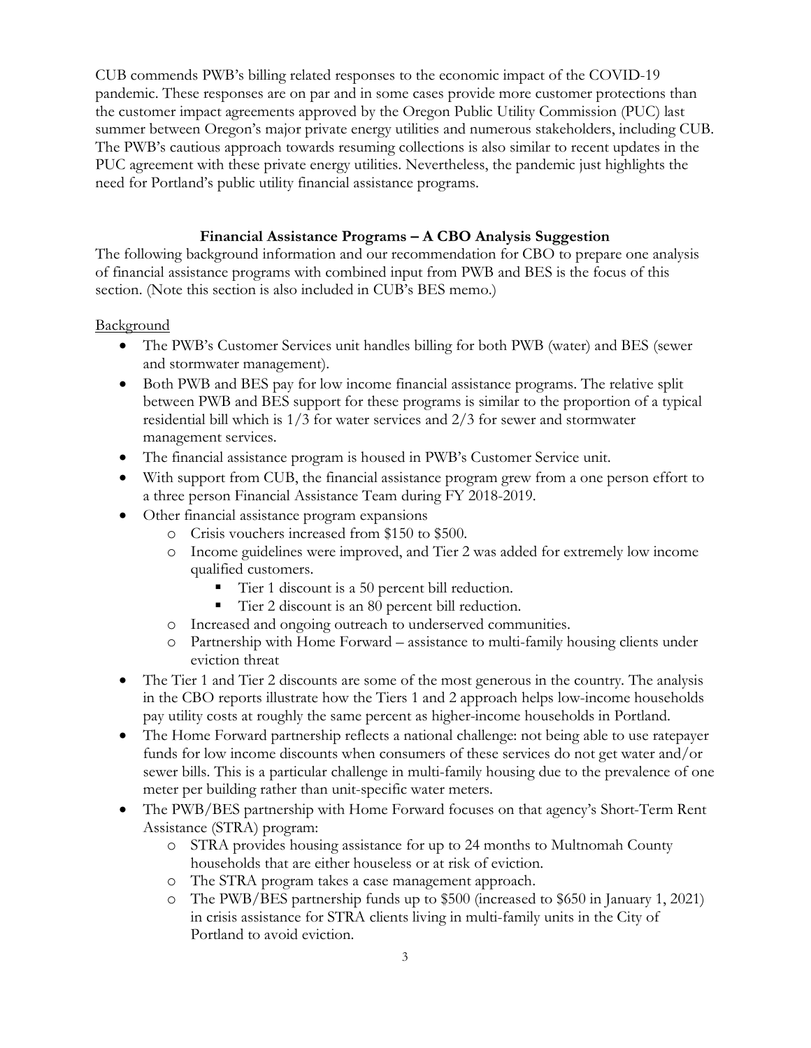CUB commends PWB's billing related responses to the economic impact of the COVID-19 pandemic. These responses are on par and in some cases provide more customer protections than the customer impact agreements approved by the Oregon Public Utility Commission (PUC) last summer between Oregon's major private energy utilities and numerous stakeholders, including CUB. The PWB's cautious approach towards resuming collections is also similar to recent updates in the PUC agreement with these private energy utilities. Nevertheless, the pandemic just highlights the need for Portland's public utility financial assistance programs.

## Financial Assistance Programs – A CBO Analysis Suggestion

The following background information and our recommendation for CBO to prepare one analysis of financial assistance programs with combined input from PWB and BES is the focus of this section. (Note this section is also included in CUB's BES memo.)

<u>Background</u>

- The PWB's Customer Services unit handles billing for both PWB (water) and BES (sewer and stormwater management).
- Both PWB and BES pay for low income financial assistance programs. The relative split between PWB and BES support for these programs is similar to the proportion of a typical residential bill which is 1/3 for water services and 2/3 for sewer and stormwater management services.
- The financial assistance program is housed in PWB's Customer Service unit.
- With support from CUB, the financial assistance program grew from a one person effort to a three person Financial Assistance Team during FY 2018-2019.
- Other financial assistance program expansions
  - Crisis vouchers increased from $150 to $500.
  - Income guidelines were improved, and Tier 2 was added for extremely low income qualified customers.
    - Tier 1 discount is a 50 percent bill reduction.
    - Tier 2 discount is an 80 percent bill reduction.
  - Increased and ongoing outreach to underserved communities.
  - Partnership with Home Forward – assistance to multi-family housing clients under eviction threat
- The Tier 1 and Tier 2 discounts are some of the most generous in the country. The analysis in the CBO reports illustrate how the Tiers 1 and 2 approach helps low-income households pay utility costs at roughly the same percent as higher-income households in Portland.
- The Home Forward partnership reflects a national challenge: not being able to use ratepayer funds for low income discounts when consumers of these services do not get water and/or sewer bills. This is a particular challenge in multi-family housing due to the prevalence of one meter per building rather than unit-specific water meters.
- The PWB/BES partnership with Home Forward focuses on that agency's Short-Term Rent Assistance (STRA) program:
  - STRA provides housing assistance for up to 24 months to Multnomah County households that are either houseless or at risk of eviction.
  - The STRA program takes a case management approach.
  - The PWB/BES partnership funds up to $500 (increased to $650 in January 1, 2021) in crisis assistance for STRA clients living in multi-family units in the City of Portland to avoid eviction.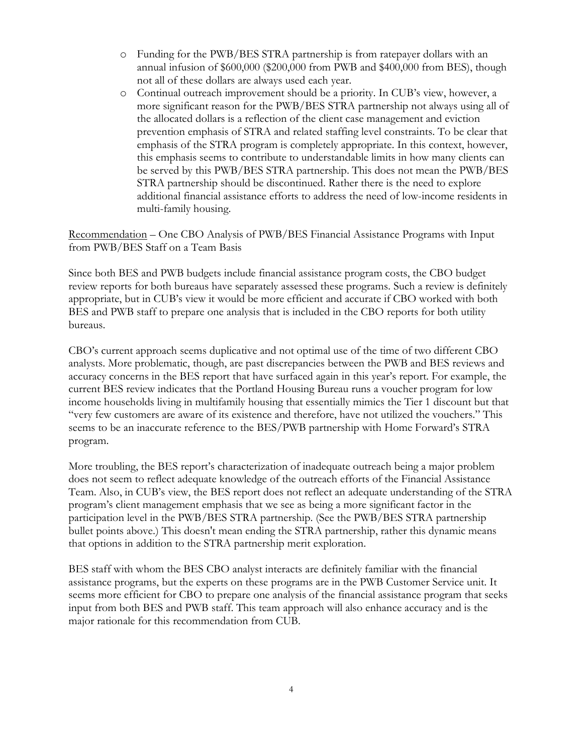- Funding for the PWB/BES STRA partnership is from ratepayer dollars with an annual infusion of $600,000 ($200,000 from PWB and $400,000 from BES), though not all of these dollars are always used each year.
- Continual outreach improvement should be a priority. In CUB's view, however, a more significant reason for the PWB/BES STRA partnership not always using all of the allocated dollars is a reflection of the client case management and eviction prevention emphasis of STRA and related staffing level constraints. To be clear that emphasis of the STRA program is completely appropriate. In this context, however, this emphasis seems to contribute to understandable limits in how many clients can be served by this PWB/BES STRA partnership. This does not mean the PWB/BES STRA partnership should be discontinued. Rather there is the need to explore additional financial assistance efforts to address the need of low-income residents in multi-family housing.

Recommendation – One CBO Analysis of PWB/BES Financial Assistance Programs with Input from PWB/BES Staff on a Team Basis

Since both BES and PWB budgets include financial assistance program costs, the CBO budget review reports for both bureaus have separately assessed these programs. Such a review is definitely appropriate, but in CUB's view it would be more efficient and accurate if CBO worked with both BES and PWB staff to prepare one analysis that is included in the CBO reports for both utility bureaus.

CBO's current approach seems duplicative and not optimal use of the time of two different CBO analysts. More problematic, though, are past discrepancies between the PWB and BES reviews and accuracy concerns in the BES report that have surfaced again in this year's report. For example, the current BES review indicates that the Portland Housing Bureau runs a voucher program for low income households living in multifamily housing that essentially mimics the Tier 1 discount but that "very few customers are aware of its existence and therefore, have not utilized the vouchers." This seems to be an inaccurate reference to the BES/PWB partnership with Home Forward's STRA program.

More troubling, the BES report's characterization of inadequate outreach being a major problem does not seem to reflect adequate knowledge of the outreach efforts of the Financial Assistance Team. Also, in CUB's view, the BES report does not reflect an adequate understanding of the STRA program's client management emphasis that we see as being a more significant factor in the participation level in the PWB/BES STRA partnership. (See the PWB/BES STRA partnership bullet points above.) This doesn't mean ending the STRA partnership, rather this dynamic means that options in addition to the STRA partnership merit exploration.

BES staff with whom the BES CBO analyst interacts are definitely familiar with the financial assistance programs, but the experts on these programs are in the PWB Customer Service unit. It seems more efficient for CBO to prepare one analysis of the financial assistance program that seeks input from both BES and PWB staff. This team approach will also enhance accuracy and is the major rationale for this recommendation from CUB.